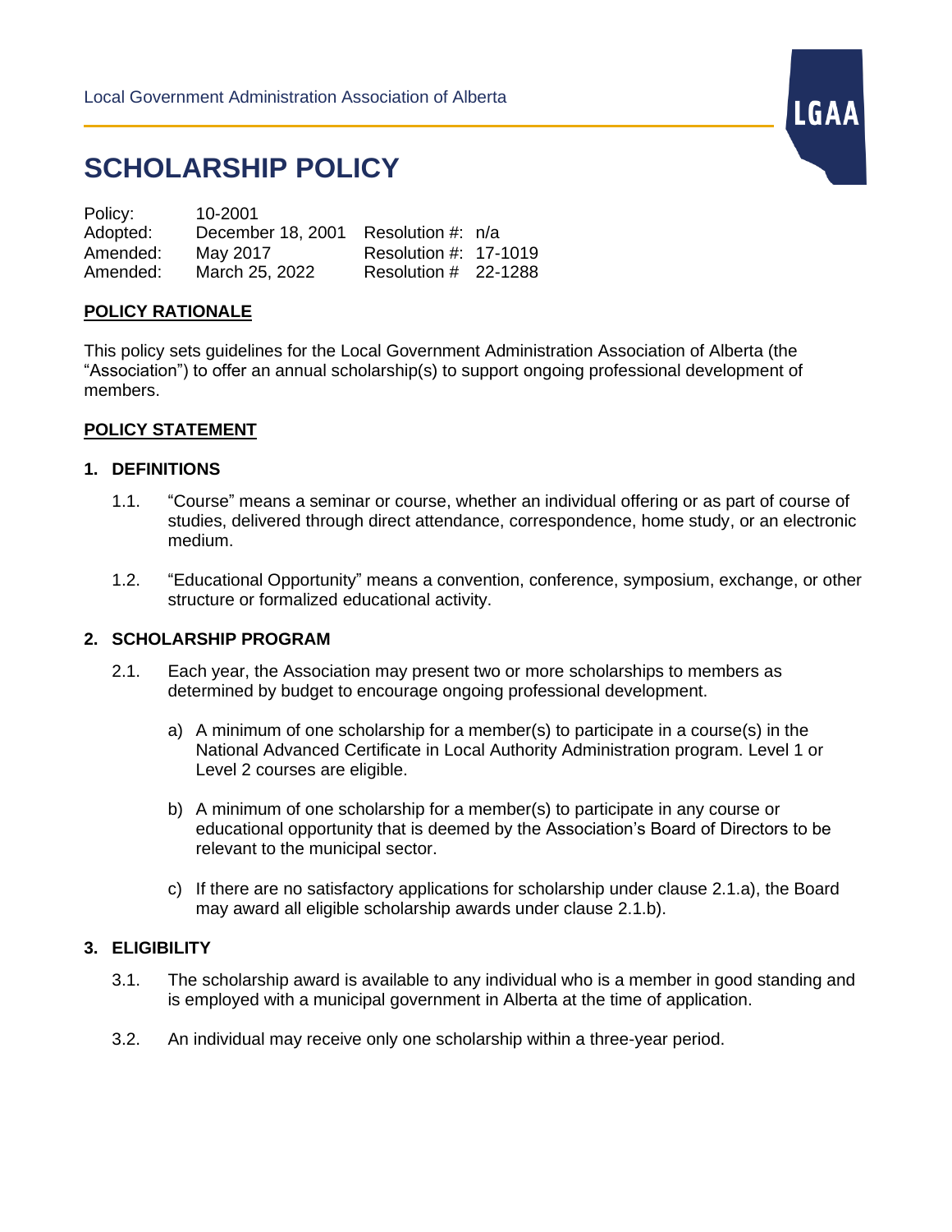Local Government Administration Association of Alberta

# SCHOLARSHIP POLICY

| | | |
|---|---|---|
| Policy: | 10-2001 | |
| Adopted: | December 18, 2001 | Resolution #: n/a |
| Amended: | May 2017 | Resolution #: 17-1019 |
| Amended: | March 25, 2022 | Resolution # 22-1288 |

## POLICY RATIONALE

This policy sets guidelines for the Local Government Administration Association of Alberta (the "Association") to offer an annual scholarship(s) to support ongoing professional development of members.

## POLICY STATEMENT

### 1. DEFINITIONS

1.1. "Course" means a seminar or course, whether an individual offering or as part of course of studies, delivered through direct attendance, correspondence, home study, or an electronic medium.

1.2. "Educational Opportunity" means a convention, conference, symposium, exchange, or other structure or formalized educational activity.

### 2. SCHOLARSHIP PROGRAM

2.1. Each year, the Association may present two or more scholarships to members as determined by budget to encourage ongoing professional development.

a) A minimum of one scholarship for a member(s) to participate in a course(s) in the National Advanced Certificate in Local Authority Administration program. Level 1 or Level 2 courses are eligible.

b) A minimum of one scholarship for a member(s) to participate in any course or educational opportunity that is deemed by the Association's Board of Directors to be relevant to the municipal sector.

c) If there are no satisfactory applications for scholarship under clause 2.1.a), the Board may award all eligible scholarship awards under clause 2.1.b).

### 3. ELIGIBILITY

3.1. The scholarship award is available to any individual who is a member in good standing and is employed with a municipal government in Alberta at the time of application.

3.2. An individual may receive only one scholarship within a three-year period.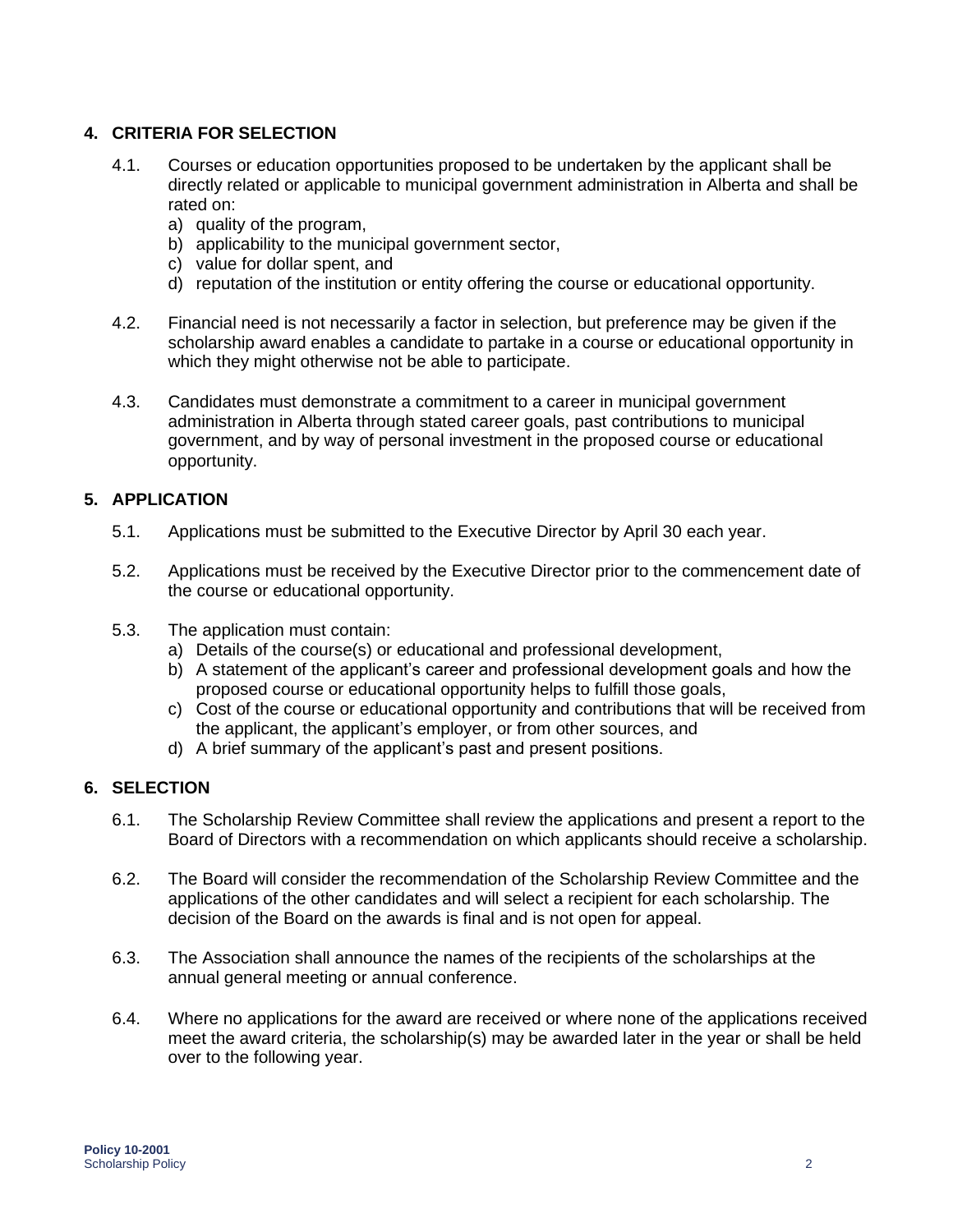## 4. CRITERIA FOR SELECTION

4.1. Courses or education opportunities proposed to be undertaken by the applicant shall be directly related or applicable to municipal government administration in Alberta and shall be rated on:

a) quality of the program,
b) applicability to the municipal government sector,
c) value for dollar spent, and
d) reputation of the institution or entity offering the course or educational opportunity.

4.2. Financial need is not necessarily a factor in selection, but preference may be given if the scholarship award enables a candidate to partake in a course or educational opportunity in which they might otherwise not be able to participate.

4.3. Candidates must demonstrate a commitment to a career in municipal government administration in Alberta through stated career goals, past contributions to municipal government, and by way of personal investment in the proposed course or educational opportunity.

## 5. APPLICATION

5.1. Applications must be submitted to the Executive Director by April 30 each year.

5.2. Applications must be received by the Executive Director prior to the commencement date of the course or educational opportunity.

5.3. The application must contain:

a) Details of the course(s) or educational and professional development,
b) A statement of the applicant's career and professional development goals and how the proposed course or educational opportunity helps to fulfill those goals,
c) Cost of the course or educational opportunity and contributions that will be received from the applicant, the applicant's employer, or from other sources, and
d) A brief summary of the applicant's past and present positions.

## 6. SELECTION

6.1. The Scholarship Review Committee shall review the applications and present a report to the Board of Directors with a recommendation on which applicants should receive a scholarship.

6.2. The Board will consider the recommendation of the Scholarship Review Committee and the applications of the other candidates and will select a recipient for each scholarship. The decision of the Board on the awards is final and is not open for appeal.

6.3. The Association shall announce the names of the recipients of the scholarships at the annual general meeting or annual conference.

6.4. Where no applications for the award are received or where none of the applications received meet the award criteria, the scholarship(s) may be awarded later in the year or shall be held over to the following year.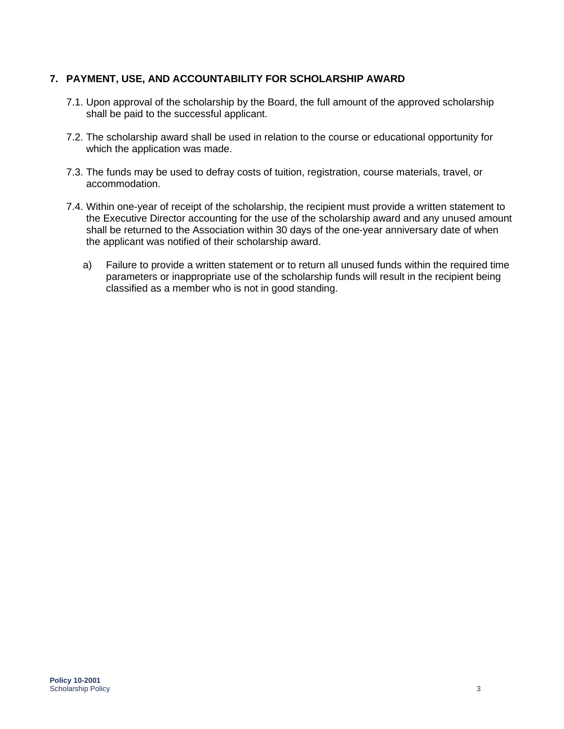## 7. PAYMENT, USE, AND ACCOUNTABILITY FOR SCHOLARSHIP AWARD

7.1. Upon approval of the scholarship by the Board, the full amount of the approved scholarship shall be paid to the successful applicant.

7.2. The scholarship award shall be used in relation to the course or educational opportunity for which the application was made.

7.3. The funds may be used to defray costs of tuition, registration, course materials, travel, or accommodation.

7.4. Within one-year of receipt of the scholarship, the recipient must provide a written statement to the Executive Director accounting for the use of the scholarship award and any unused amount shall be returned to the Association within 30 days of the one-year anniversary date of when the applicant was notified of their scholarship award.

  a) Failure to provide a written statement or to return all unused funds within the required time parameters or inappropriate use of the scholarship funds will result in the recipient being classified as a member who is not in good standing.